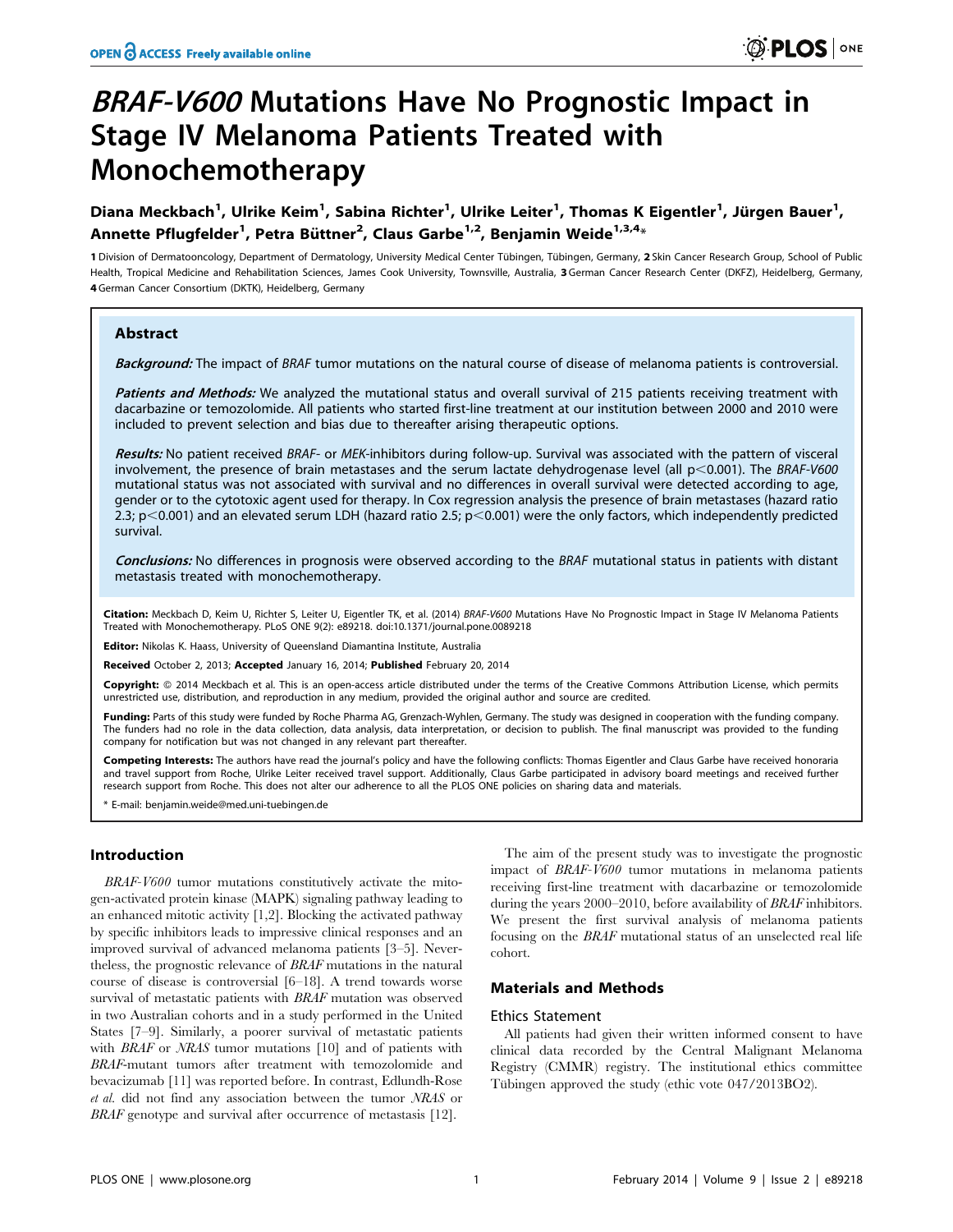# *BRAF-V600* Mutations Have No Prognostic Impact in Stage IV Melanoma Patients Treated with Monochemotherapy

**Diana Meckbach[1], Ulrike Keim[1], Sabina Richter[1], Ulrike Leiter[1], Thomas K Eigentler[1], Jürgen Bauer[1], Annette Pflugfelder[1], Petra Büttner[2], Claus Garbe[1,2], Benjamin Weide[1,3,4]***

1 Division of Dermatooncology, Department of Dermatology, University Medical Center Tübingen, Tübingen, Germany, 2 Skin Cancer Research Group, School of Public Health, Tropical Medicine and Rehabilitation Sciences, James Cook University, Townsville, Australia, 3 German Cancer Research Center (DKFZ), Heidelberg, Germany, 4 German Cancer Consortium (DKTK), Heidelberg, Germany

## Abstract

***Background:*** The impact of *BRAF* tumor mutations on the natural course of disease of melanoma patients is controversial.

***Patients and Methods:*** We analyzed the mutational status and overall survival of 215 patients receiving treatment with dacarbazine or temozolomide. All patients who started first-line treatment at our institution between 2000 and 2010 were included to prevent selection and bias due to thereafter arising therapeutic options.

***Results:*** No patient received *BRAF*- or *MEK*-inhibitors during follow-up. Survival was associated with the pattern of visceral involvement, the presence of brain metastases and the serum lactate dehydrogenase level (all $p<0.001$). The *BRAF-V600* mutational status was not associated with survival and no differences in overall survival were detected according to age, gender or to the cytotoxic agent used for therapy. In Cox regression analysis the presence of brain metastases (hazard ratio 2.3; $p<0.001$) and an elevated serum LDH (hazard ratio 2.5; $p<0.001$) were the only factors, which independently predicted survival.

***Conclusions:*** No differences in prognosis were observed according to the *BRAF* mutational status in patients with distant metastasis treated with monochemotherapy.

**Citation:** Meckbach D, Keim U, Richter S, Leiter U, Eigentler TK, et al. (2014) *BRAF-V600* Mutations Have No Prognostic Impact in Stage IV Melanoma Patients Treated with Monochemotherapy. PLoS ONE 9(2): e89218. doi:10.1371/journal.pone.0089218

**Editor:** Nikolas K. Haass, University of Queensland Diamantina Institute, Australia

**Received** October 2, 2013; **Accepted** January 16, 2014; **Published** February 20, 2014

**Copyright:** © 2014 Meckbach et al. This is an open-access article distributed under the terms of the Creative Commons Attribution License, which permits unrestricted use, distribution, and reproduction in any medium, provided the original author and source are credited.

**Funding:** Parts of this study were funded by Roche Pharma AG, Grenzach-Wyhlen, Germany. The study was designed in cooperation with the funding company. The funders had no role in the data collection, data analysis, data interpretation, or decision to publish. The final manuscript was provided to the funding company for notification but was not changed in any relevant part thereafter.

**Competing Interests:** The authors have read the journal's policy and have the following conflicts: Thomas Eigentler and Claus Garbe have received honoraria and travel support from Roche, Ulrike Leiter received travel support. Additionally, Claus Garbe participated in advisory board meetings and received further research support from Roche. This does not alter our adherence to all the PLOS ONE policies on sharing data and materials.

* E-mail: benjamin.weide@med.uni-tuebingen.de

## Introduction

*BRAF-V600* tumor mutations constitutively activate the mitogen-activated protein kinase (MAPK) signaling pathway leading to an enhanced mitotic activity [1,2]. Blocking the activated pathway by specific inhibitors leads to impressive clinical responses and an improved survival of advanced melanoma patients [3–5]. Nevertheless, the prognostic relevance of *BRAF* mutations in the natural course of disease is controversial [6–18]. A trend towards worse survival of metastatic patients with *BRAF* mutation was observed in two Australian cohorts and in a study performed in the United States [7–9]. Similarly, a poorer survival of metastatic patients with *BRAF* or *NRAS* tumor mutations [10] and of patients with *BRAF*-mutant tumors after treatment with temozolomide and bevacizumab [11] was reported before. In contrast, Edlundh-Rose *et al.* did not find any association between the tumor *NRAS* or *BRAF* genotype and survival after occurrence of metastasis [12].

The aim of the present study was to investigate the prognostic impact of *BRAF-V600* tumor mutations in melanoma patients receiving first-line treatment with dacarbazine or temozolomide during the years 2000–2010, before availability of *BRAF* inhibitors. We present the first survival analysis of melanoma patients focusing on the *BRAF* mutational status of an unselected real life cohort.

## Materials and Methods

### Ethics Statement

All patients had given their written informed consent to have clinical data recorded by the Central Malignant Melanoma Registry (CMMR) registry. The institutional ethics committee Tübingen approved the study (ethic vote 047/2013BO2).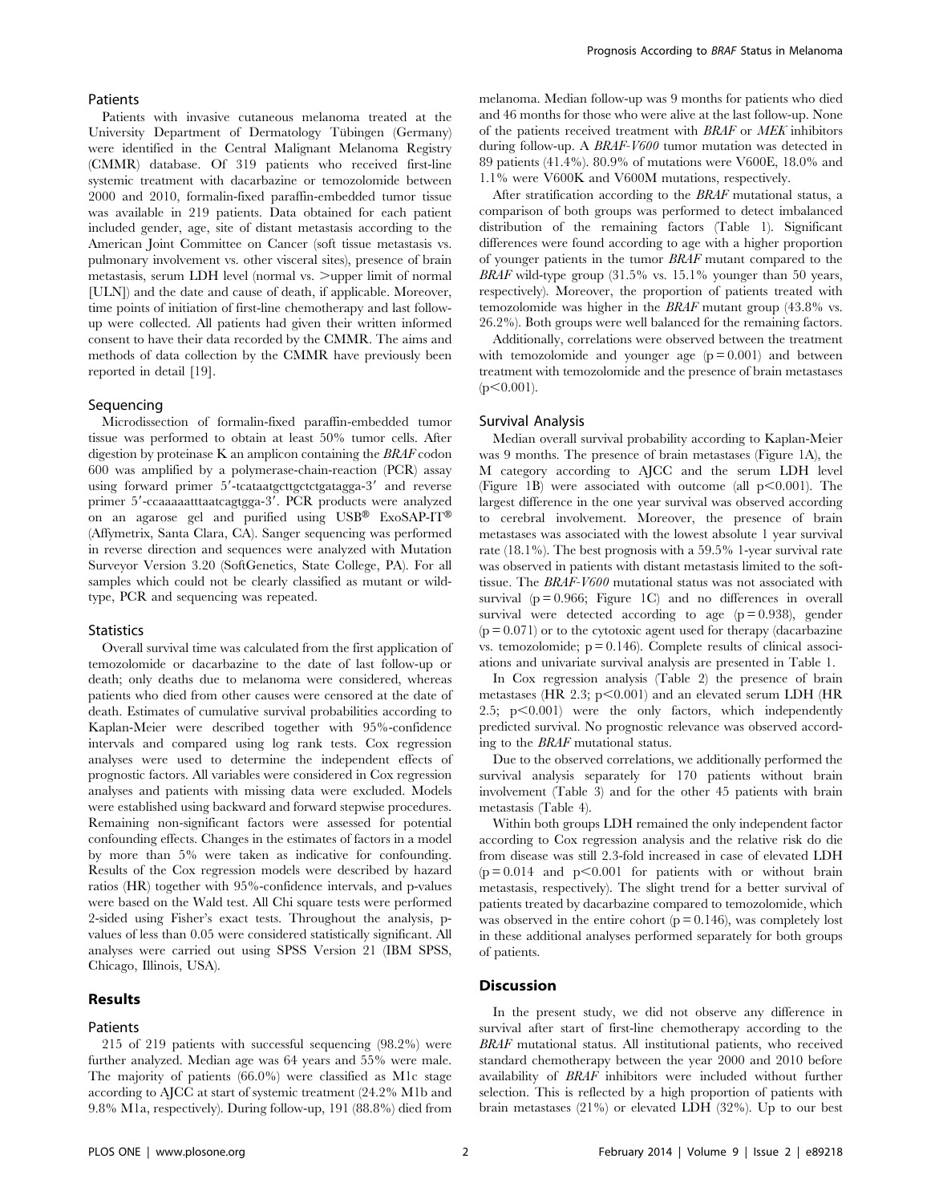### Patients

Patients with invasive cutaneous melanoma treated at the University Department of Dermatology Tübingen (Germany) were identified in the Central Malignant Melanoma Registry (CMMR) database. Of 319 patients who received first-line systemic treatment with dacarbazine or temozolomide between 2000 and 2010, formalin-fixed paraffin-embedded tumor tissue was available in 219 patients. Data obtained for each patient included gender, age, site of distant metastasis according to the American Joint Committee on Cancer (soft tissue metastasis vs. pulmonary involvement vs. other visceral sites), presence of brain metastasis, serum LDH level (normal vs. >upper limit of normal [ULN]) and the date and cause of death, if applicable. Moreover, time points of initiation of first-line chemotherapy and last follow-up were collected. All patients had given their written informed consent to have their data recorded by the CMMR. The aims and methods of data collection by the CMMR have previously been reported in detail [19].

### Sequencing

Microdissection of formalin-fixed paraffin-embedded tumor tissue was performed to obtain at least 50% tumor cells. After digestion by proteinase K an amplicon containing the *BRAF* codon 600 was amplified by a polymerase-chain-reaction (PCR) assay using forward primer 5′-tcataatgcttgctctgatagga-3′ and reverse primer 5′-ccaaaaatttaatcagtgga-3′. PCR products were analyzed on an agarose gel and purified using USB® ExoSAP-IT® (Affymetrix, Santa Clara, CA). Sanger sequencing was performed in reverse direction and sequences were analyzed with Mutation Surveyor Version 3.20 (SoftGenetics, State College, PA). For all samples which could not be clearly classified as mutant or wild-type, PCR and sequencing was repeated.

### Statistics

Overall survival time was calculated from the first application of temozolomide or dacarbazine to the date of last follow-up or death; only deaths due to melanoma were considered, whereas patients who died from other causes were censored at the date of death. Estimates of cumulative survival probabilities according to Kaplan-Meier were described together with 95%-confidence intervals and compared using log rank tests. Cox regression analyses were used to determine the independent effects of prognostic factors. All variables were considered in Cox regression analyses and patients with missing data were excluded. Models were established using backward and forward stepwise procedures. Remaining non-significant factors were assessed for potential confounding effects. Changes in the estimates of factors in a model by more than 5% were taken as indicative for confounding. Results of the Cox regression models were described by hazard ratios (HR) together with 95%-confidence intervals, and p-values were based on the Wald test. All Chi square tests were performed 2-sided using Fisher's exact tests. Throughout the analysis, p-values of less than 0.05 were considered statistically significant. All analyses were carried out using SPSS Version 21 (IBM SPSS, Chicago, Illinois, USA).

## Results

### Patients

215 of 219 patients with successful sequencing (98.2%) were further analyzed. Median age was 64 years and 55% were male. The majority of patients (66.0%) were classified as M1c stage according to AJCC at start of systemic treatment (24.2% M1b and 9.8% M1a, respectively). During follow-up, 191 (88.8%) died from melanoma. Median follow-up was 9 months for patients who died and 46 months for those who were alive at the last follow-up. None of the patients received treatment with *BRAF* or *MEK* inhibitors during follow-up. A *BRAF-V600* tumor mutation was detected in 89 patients (41.4%). 80.9% of mutations were V600E, 18.0% and 1.1% were V600K and V600M mutations, respectively.

After stratification according to the *BRAF* mutational status, a comparison of both groups was performed to detect imbalanced distribution of the remaining factors (Table 1). Significant differences were found according to age with a higher proportion of younger patients in the tumor *BRAF* mutant compared to the *BRAF* wild-type group (31.5% vs. 15.1% younger than 50 years, respectively). Moreover, the proportion of patients treated with temozolomide was higher in the *BRAF* mutant group (43.8% vs. 26.2%). Both groups were well balanced for the remaining factors.

Additionally, correlations were observed between the treatment with temozolomide and younger age ($p = 0.001$) and between treatment with temozolomide and the presence of brain metastases ($p < 0.001$).

### Survival Analysis

Median overall survival probability according to Kaplan-Meier was 9 months. The presence of brain metastases (Figure 1A), the M category according to AJCC and the serum LDH level (Figure 1B) were associated with outcome (all $p < 0.001$). The largest difference in the one year survival was observed according to cerebral involvement. Moreover, the presence of brain metastases was associated with the lowest absolute 1 year survival rate (18.1%). The best prognosis with a 59.5% 1-year survival rate was observed in patients with distant metastasis limited to the soft-tissue. The *BRAF-V600* mutational status was not associated with survival ($p = 0.966$; Figure 1C) and no differences in overall survival were detected according to age ($p = 0.938$), gender ($p = 0.071$) or to the cytotoxic agent used for therapy (dacarbazine vs. temozolomide; $p = 0.146$). Complete results of clinical associations and univariate survival analysis are presented in Table 1.

In Cox regression analysis (Table 2) the presence of brain metastases (HR 2.3; $p < 0.001$) and an elevated serum LDH (HR 2.5; $p < 0.001$) were the only factors, which independently predicted survival. No prognostic relevance was observed according to the *BRAF* mutational status.

Due to the observed correlations, we additionally performed the survival analysis separately for 170 patients without brain involvement (Table 3) and for the other 45 patients with brain metastasis (Table 4).

Within both groups LDH remained the only independent factor according to Cox regression analysis and the relative risk do die from disease was still 2.3-fold increased in case of elevated LDH ($p = 0.014$ and $p < 0.001$ for patients with or without brain metastasis, respectively). The slight trend for a better survival of patients treated by dacarbazine compared to temozolomide, which was observed in the entire cohort ($p = 0.146$), was completely lost in these additional analyses performed separately for both groups of patients.

## Discussion

In the present study, we did not observe any difference in survival after start of first-line chemotherapy according to the *BRAF* mutational status. All institutional patients, who received standard chemotherapy between the year 2000 and 2010 before availability of *BRAF* inhibitors were included without further selection. This is reflected by a high proportion of patients with brain metastases (21%) or elevated LDH (32%). Up to our best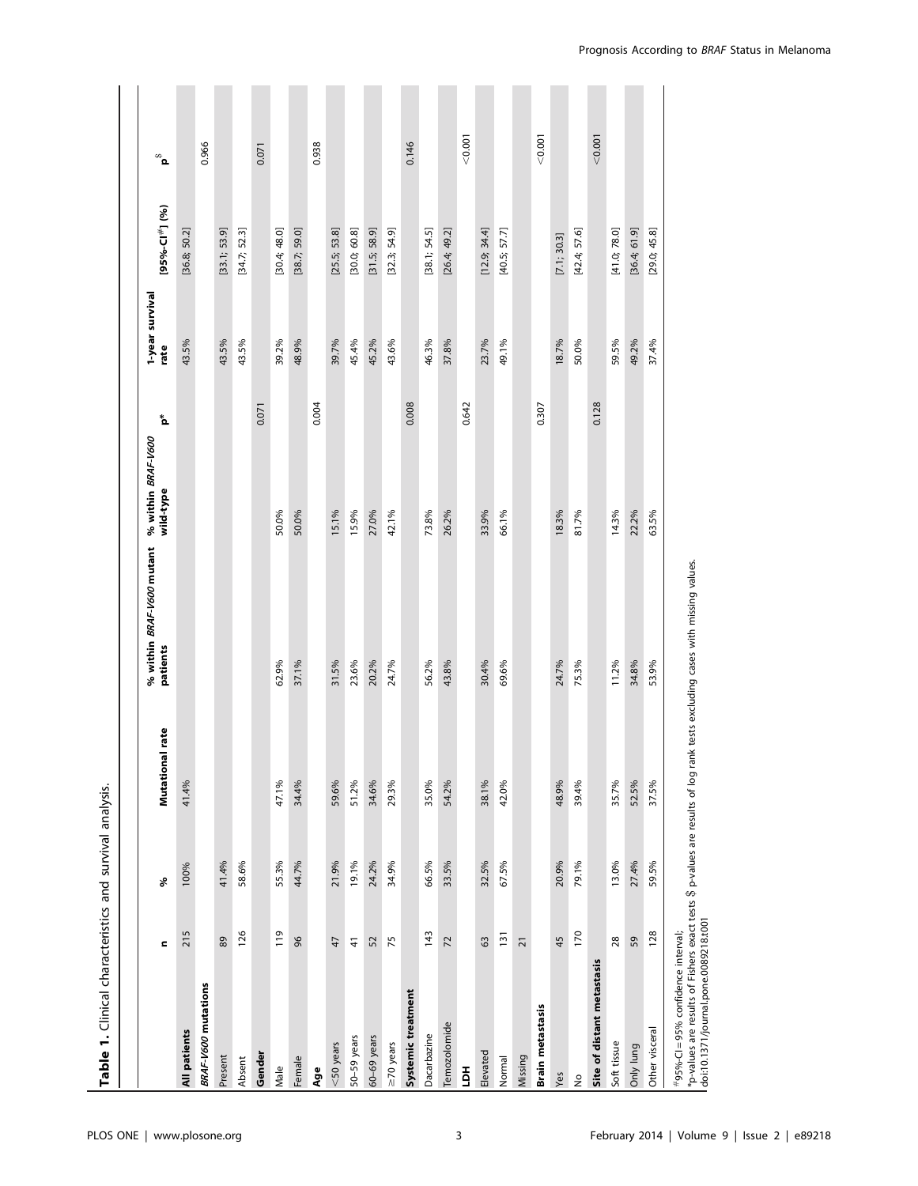**Table 1.** Clinical characteristics and survival analysis.

| | n | % | Mutational rate | % within *BRAF-V600* mutant patients | % within *BRAF-V600* wild-type | p* | 1-year survival rate | [95%-CI[#]] (%) | p[$] |
|---|---|---|---|---|---|---|---|---|---|
| **All patients** | 215 | 100% | 41.4% | | | | 43.5% | [36.8; 50.2] | |
| ***BRAF-V600* mutations** | | | | | | | | | 0.966 |
| Present | 89 | 41.4% | | | | | 43.5% | [33.1; 53.9] | |
| Absent | 126 | 58.6% | | | | | 43.5% | [34.7; 52.3] | |
| **Gender** | | | | | | 0.071 | | | 0.071 |
| Male | 119 | 55.3% | 47.1% | 62.9% | 50.0% | | 39.2% | [30.4; 48.0] | |
| Female | 96 | 44.7% | 34.4% | 37.1% | 50.0% | | 48.9% | [38.7; 59.0] | |
| **Age** | | | | | | 0.004 | | | 0.938 |
| <50 years | 47 | 21.9% | 59.6% | 31.5% | 15.1% | | 39.7% | [25.5; 53.8] | |
| 50–59 years | 41 | 19.1% | 51.2% | 23.6% | 15.9% | | 45.4% | [30.0; 60.8] | |
| 60–69 years | 52 | 24.2% | 34.6% | 20.2% | 27.0% | | 45.2% | [31.5; 58.9] | |
| ≥70 years | 75 | 34.9% | 29.3% | 24.7% | 42.1% | | 43.6% | [32.3; 54.9] | |
| **Systemic treatment** | | | | | | 0.008 | | | 0.146 |
| Dacarbazine | 143 | 66.5% | 35.0% | 56.2% | 73.8% | | 46.3% | [38.1; 54.5] | |
| Temozolomide | 72 | 33.5% | 54.2% | 43.8% | 26.2% | | 37.8% | [26.4; 49.2] | |
| **LDH** | | | | | | 0.642 | | | <0.001 |
| Elevated | 63 | 32.5% | 38.1% | 30.4% | 33.9% | | 23.7% | [12.9; 34.4] | |
| Normal | 131 | 67.5% | 42.0% | 69.6% | 66.1% | | 49.1% | [40.5; 57.7] | |
| Missing | 21 | | | | | | | | |
| **Brain metastasis** | | | | | | 0.307 | | | <0.001 |
| Yes | 45 | 20.9% | 48.9% | 24.7% | 18.3% | | 18.7% | [7.1; 30.3] | |
| No | 170 | 79.1% | 39.4% | 75.3% | 81.7% | | 50.0% | [42.4; 57.6] | |
| **Site of distant metastasis** | | | | | | 0.128 | | | <0.001 |
| Soft tissue | 28 | 13.0% | 35.7% | 11.2% | 14.3% | | 59.5% | [41.0; 78.0] | |
| Only lung | 59 | 27.4% | 52.5% | 34.8% | 22.2% | | 49.2% | [36.4; 61.9] | |
| Other visceral | 128 | 59.5% | 37.5% | 53.9% | 63.5% | | 37.4% | [29.0; 45.8] | |

[#]95%-CI = 95% confidence interval;
*p-values are results of Fishers exact tests $ p-values are results of log rank tests excluding cases with missing values.
doi:10.1371/journal.pone.0089218.t001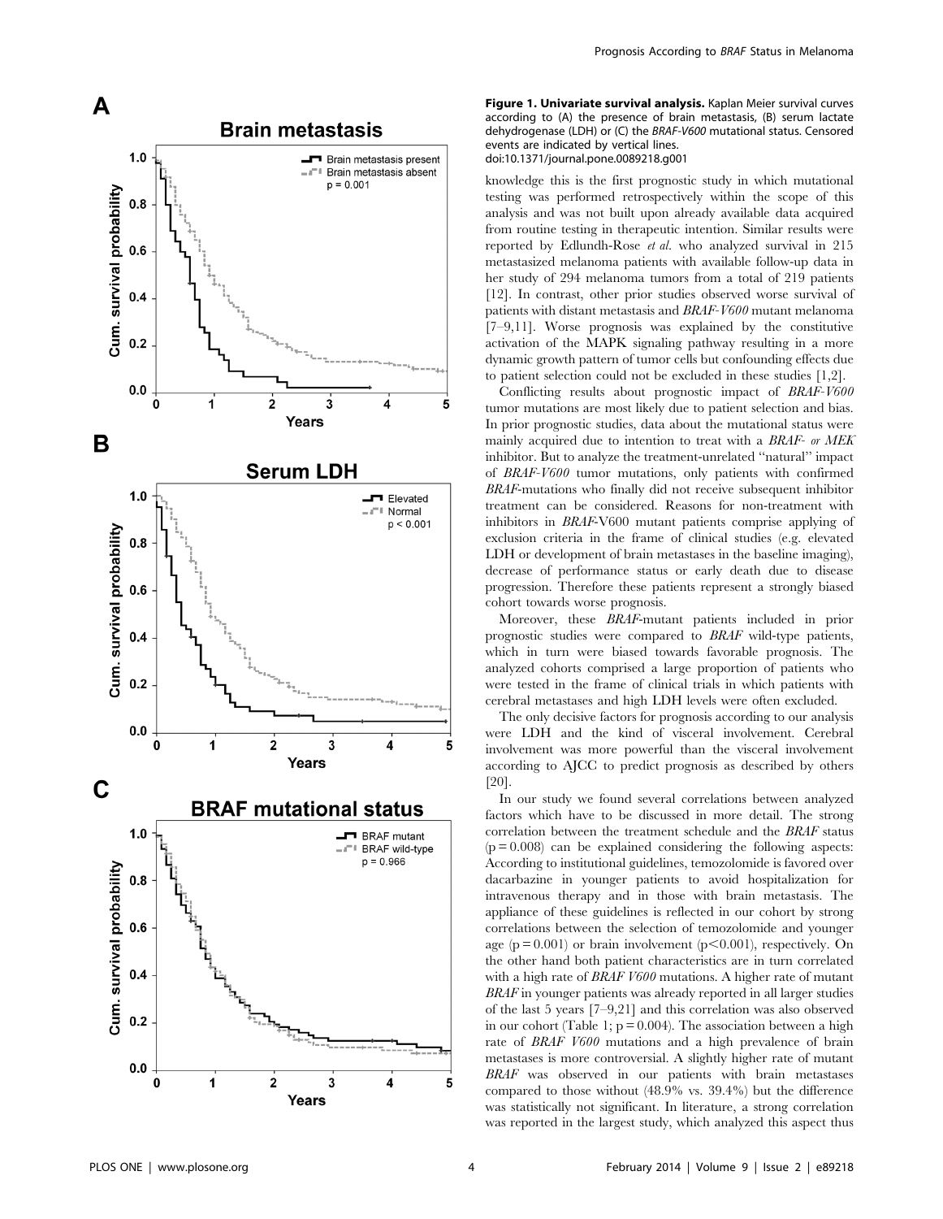**Figure 1. Univariate survival analysis.** Kaplan Meier survival curves according to (A) the presence of brain metastasis, (B) serum lactate dehydrogenase (LDH) or (C) the *BRAF-V600* mutational status. Censored events are indicated by vertical lines.
doi:10.1371/journal.pone.0089218.g001

knowledge this is the first prognostic study in which mutational testing was performed retrospectively within the scope of this analysis and was not built upon already available data acquired from routine testing in therapeutic intention. Similar results were reported by Edlundh-Rose *et al.* who analyzed survival in 215 metastasized melanoma patients with available follow-up data in her study of 294 melanoma tumors from a total of 219 patients [12]. In contrast, other prior studies observed worse survival of patients with distant metastasis and *BRAF-V600* mutant melanoma [7–9,11]. Worse prognosis was explained by the constitutive activation of the MAPK signaling pathway resulting in a more dynamic growth pattern of tumor cells but confounding effects due to patient selection could not be excluded in these studies [1,2].

Conflicting results about prognostic impact of *BRAF-V600* tumor mutations are most likely due to patient selection and bias. In prior prognostic studies, data about the mutational status were mainly acquired due to intention to treat with a *BRAF- or MEK* inhibitor. But to analyze the treatment-unrelated "natural" impact of *BRAF-V600* tumor mutations, only patients with confirmed *BRAF*-mutations who finally did not receive subsequent inhibitor treatment can be considered. Reasons for non-treatment with inhibitors in *BRAF*-V600 mutant patients comprise applying of exclusion criteria in the frame of clinical studies (e.g. elevated LDH or development of brain metastases in the baseline imaging), decrease of performance status or early death due to disease progression. Therefore these patients represent a strongly biased cohort towards worse prognosis.

Moreover, these *BRAF*-mutant patients included in prior prognostic studies were compared to *BRAF* wild-type patients, which in turn were biased towards favorable prognosis. The analyzed cohorts comprised a large proportion of patients who were tested in the frame of clinical trials in which patients with cerebral metastases and high LDH levels were often excluded.

The only decisive factors for prognosis according to our analysis were LDH and the kind of visceral involvement. Cerebral involvement was more powerful than the visceral involvement according to AJCC to predict prognosis as described by others [20].

In our study we found several correlations between analyzed factors which have to be discussed in more detail. The strong correlation between the treatment schedule and the *BRAF* status ($p = 0.008$) can be explained considering the following aspects: According to institutional guidelines, temozolomide is favored over dacarbazine in younger patients to avoid hospitalization for intravenous therapy and in those with brain metastasis. The appliance of these guidelines is reflected in our cohort by strong correlations between the selection of temozolomide and younger age ($p = 0.001$) or brain involvement ($p < 0.001$), respectively. On the other hand both patient characteristics are in turn correlated with a high rate of *BRAF V600* mutations. A higher rate of mutant *BRAF* in younger patients was already reported in all larger studies of the last 5 years [7–9,21] and this correlation was also observed in our cohort (Table 1; $p = 0.004$). The association between a high rate of *BRAF V600* mutations and a high prevalence of brain metastases is more controversial. A slightly higher rate of mutant *BRAF* was observed in our patients with brain metastases compared to those without (48.9% vs. 39.4%) but the difference was statistically not significant. In literature, a strong correlation was reported in the largest study, which analyzed this aspect thus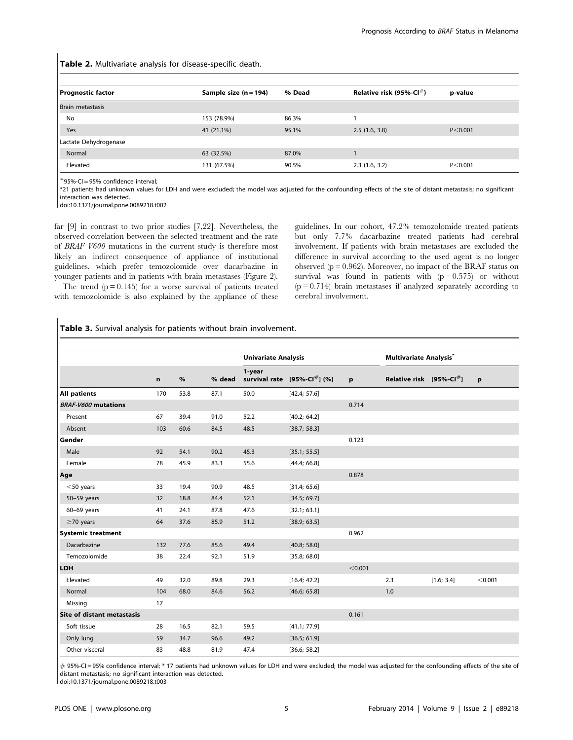**Table 2.** Multivariate analysis for disease-specific death.

| Prognostic factor | Sample size (n = 194) | % Dead | Relative risk (95%-CI[#]) | p-value |
|---|---|---|---|---|
| Brain metastasis | | | | |
| No | 153 (78.9%) | 86.3% | 1 | |
| Yes | 41 (21.1%) | 95.1% | 2.5 (1.6, 3.8) | P<0.001 |
| Lactate Dehydrogenase | | | | |
| Normal | 63 (32.5%) | 87.0% | 1 | |
| Elevated | 131 (67.5%) | 90.5% | 2.3 (1.6, 3.2) | P<0.001 |

[#]95%-CI = 95% confidence interval;
*21 patients had unknown values for LDH and were excluded; the model was adjusted for the confounding effects of the site of distant metastasis; no significant interaction was detected.
doi:10.1371/journal.pone.0089218.t002

far [9] in contrast to two prior studies [7,22]. Nevertheless, the observed correlation between the selected treatment and the rate of *BRAF V600* mutations in the current study is therefore most likely an indirect consequence of appliance of institutional guidelines, which prefer temozolomide over dacarbazine in younger patients and in patients with brain metastases (Figure 2).

The trend (p = 0.145) for a worse survival of patients treated with temozolomide is also explained by the appliance of these guidelines. In our cohort, 47.2% temozolomide treated patients but only 7.7% dacarbazine treated patients had cerebral involvement. If patients with brain metastases are excluded the difference in survival according to the used agent is no longer observed (p = 0.962). Moreover, no impact of the BRAF status on survival was found in patients with (p = 0.575) or without (p = 0.714) brain metastases if analyzed separately according to cerebral involvement.

**Table 3.** Survival analysis for patients without brain involvement.

| | | | | Univariate Analysis | | | Multivariate Analysis* | | |
|---|---|---|---|---|---|---|---|---|---|
| | n | % | % dead | 1-year survival rate | [95%-CI[#]] (%) | p | Relative risk | [95%-CI[#]] | p |
| **All patients** | 170 | 53.8 | 87.1 | 50.0 | [42.4; 57.6] | | | | |
| ***BRAF-V600* mutations** | | | | | | 0.714 | | | |
| Present | 67 | 39.4 | 91.0 | 52.2 | [40.2; 64.2] | | | | |
| Absent | 103 | 60.6 | 84.5 | 48.5 | [38.7; 58.3] | | | | |
| **Gender** | | | | | | 0.123 | | | |
| Male | 92 | 54.1 | 90.2 | 45.3 | [35.1; 55.5] | | | | |
| Female | 78 | 45.9 | 83.3 | 55.6 | [44.4; 66.8] | | | | |
| **Age** | | | | | | 0.878 | | | |
| <50 years | 33 | 19.4 | 90.9 | 48.5 | [31.4; 65.6] | | | | |
| 50–59 years | 32 | 18.8 | 84.4 | 52.1 | [34.5; 69.7] | | | | |
| 60–69 years | 41 | 24.1 | 87.8 | 47.6 | [32.1; 63.1] | | | | |
| ≥70 years | 64 | 37.6 | 85.9 | 51.2 | [38.9; 63.5] | | | | |
| **Systemic treatment** | | | | | | 0.962 | | | |
| Dacarbazine | 132 | 77.6 | 85.6 | 49.4 | [40.8; 58.0] | | | | |
| Temozolomide | 38 | 22.4 | 92.1 | 51.9 | [35.8; 68.0] | | | | |
| **LDH** | | | | | | <0.001 | | | |
| Elevated | 49 | 32.0 | 89.8 | 29.3 | [16.4; 42.2] | | 2.3 | [1.6; 3.4] | <0.001 |
| Normal | 104 | 68.0 | 84.6 | 56.2 | [46.6; 65.8] | | 1.0 | | |
| Missing | 17 | | | | | | | | |
| **Site of distant metastasis** | | | | | | 0.161 | | | |
| Soft tissue | 28 | 16.5 | 82.1 | 59.5 | [41.1; 77.9] | | | | |
| Only lung | 59 | 34.7 | 96.6 | 49.2 | [36.5; 61.9] | | | | |
| Other visceral | 83 | 48.8 | 81.9 | 47.4 | [36.6; 58.2] | | | | |

# 95%-CI = 95% confidence interval; * 17 patients had unknown values for LDH and were excluded; the model was adjusted for the confounding effects of the site of distant metastasis; no significant interaction was detected.
doi:10.1371/journal.pone.0089218.t003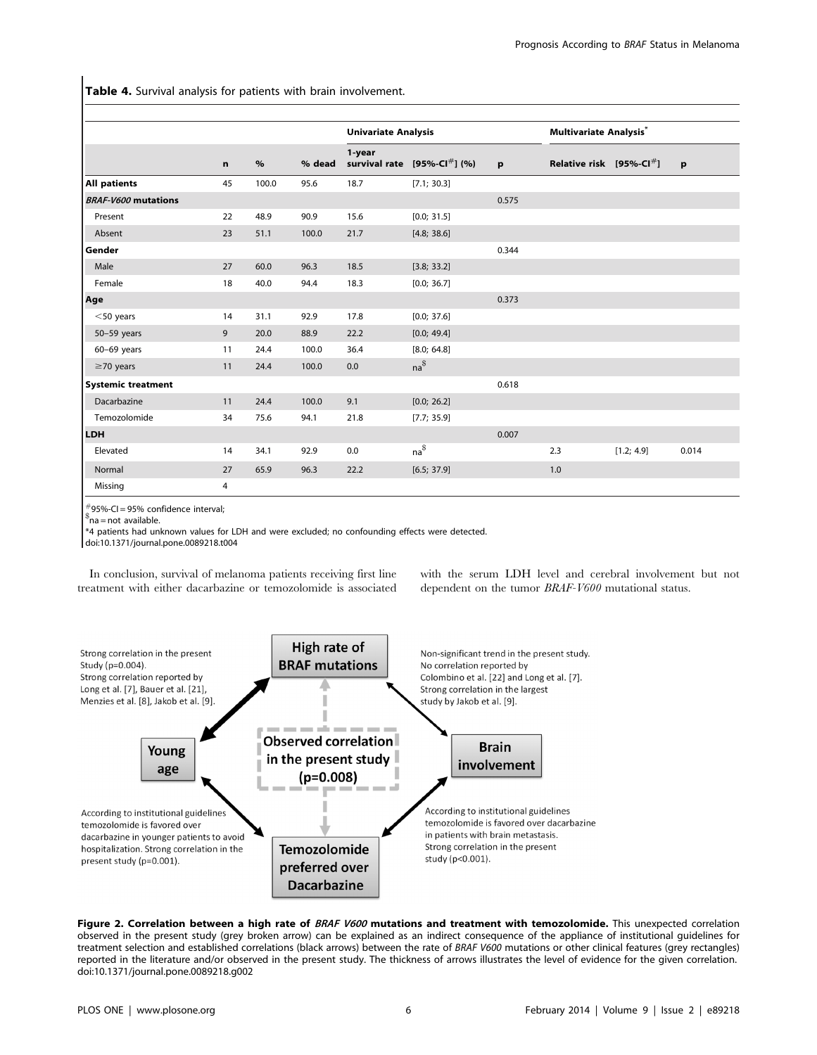**Table 4.** Survival analysis for patients with brain involvement.

| | | | | Univariate Analysis | | | Multivariate Analysis* | | |
|---|---|---|---|---|---|---|---|---|---|
| | n | % | % dead | 1-year survival rate | [95%-CI#] (%) | p | Relative risk | [95%-CI#] | p |
| **All patients** | 45 | 100.0 | 95.6 | 18.7 | [7.1; 30.3] | | | | |
| ***BRAF-V600* mutations** | | | | | | 0.575 | | | |
| Present | 22 | 48.9 | 90.9 | 15.6 | [0.0; 31.5] | | | | |
| Absent | 23 | 51.1 | 100.0 | 21.7 | [4.8; 38.6] | | | | |
| **Gender** | | | | | | 0.344 | | | |
| Male | 27 | 60.0 | 96.3 | 18.5 | [3.8; 33.2] | | | | |
| Female | 18 | 40.0 | 94.4 | 18.3 | [0.0; 36.7] | | | | |
| **Age** | | | | | | 0.373 | | | |
| <50 years | 14 | 31.1 | 92.9 | 17.8 | [0.0; 37.6] | | | | |
| 50–59 years | 9 | 20.0 | 88.9 | 22.2 | [0.0; 49.4] | | | | |
| 60–69 years | 11 | 24.4 | 100.0 | 36.4 | [8.0; 64.8] | | | | |
| ≥70 years | 11 | 24.4 | 100.0 | 0.0 | na$ | | | | |
| **Systemic treatment** | | | | | | 0.618 | | | |
| Dacarbazine | 11 | 24.4 | 100.0 | 9.1 | [0.0; 26.2] | | | | |
| Temozolomide | 34 | 75.6 | 94.1 | 21.8 | [7.7; 35.9] | | | | |
| **LDH** | | | | | | 0.007 | | | |
| Elevated | 14 | 34.1 | 92.9 | 0.0 | na$ | | 2.3 | [1.2; 4.9] | 0.014 |
| Normal | 27 | 65.9 | 96.3 | 22.2 | [6.5; 37.9] | | 1.0 | | |
| Missing | 4 | | | | | | | | |

#95%-CI = 95% confidence interval;
$na = not available.
*4 patients had unknown values for LDH and were excluded; no confounding effects were detected.
doi:10.1371/journal.pone.0089218.t004

In conclusion, survival of melanoma patients receiving first line treatment with either dacarbazine or temozolomide is associated with the serum LDH level and cerebral involvement but not dependent on the tumor *BRAF-V600* mutational status.

High rate of BRAF mutations

Young age

Brain involvement

Temozolomide preferred over Dacarbazine

Observed correlation in the present study (p=0.008)

Strong correlation in the present Study (p=0.004). Strong correlation reported by Long et al. [7], Bauer et al. [21], Menzies et al. [8], Jakob et al. [9].

Non-significant trend in the present study. No correlation reported by Colombino et al. [22] and Long et al. [7]. Strong correlation in the largest study by Jakob et al. [9].

According to institutional guidelines temozolomide is favored over dacarbazine in younger patients to avoid hospitalization. Strong correlation in the present study (p=0.001).

According to institutional guidelines temozolomide is favored over dacarbazine in patients with brain metastasis. Strong correlation in the present study (p<0.001).

**Figure 2. Correlation between a high rate of *BRAF V600* mutations and treatment with temozolomide.** This unexpected correlation observed in the present study (grey broken arrow) can be explained as an indirect consequence of the appliance of institutional guidelines for treatment selection and established correlations (black arrows) between the rate of *BRAF V600* mutations or other clinical features (grey rectangles) reported in the literature and/or observed in the present study. The thickness of arrows illustrates the level of evidence for the given correlation.
doi:10.1371/journal.pone.0089218.g002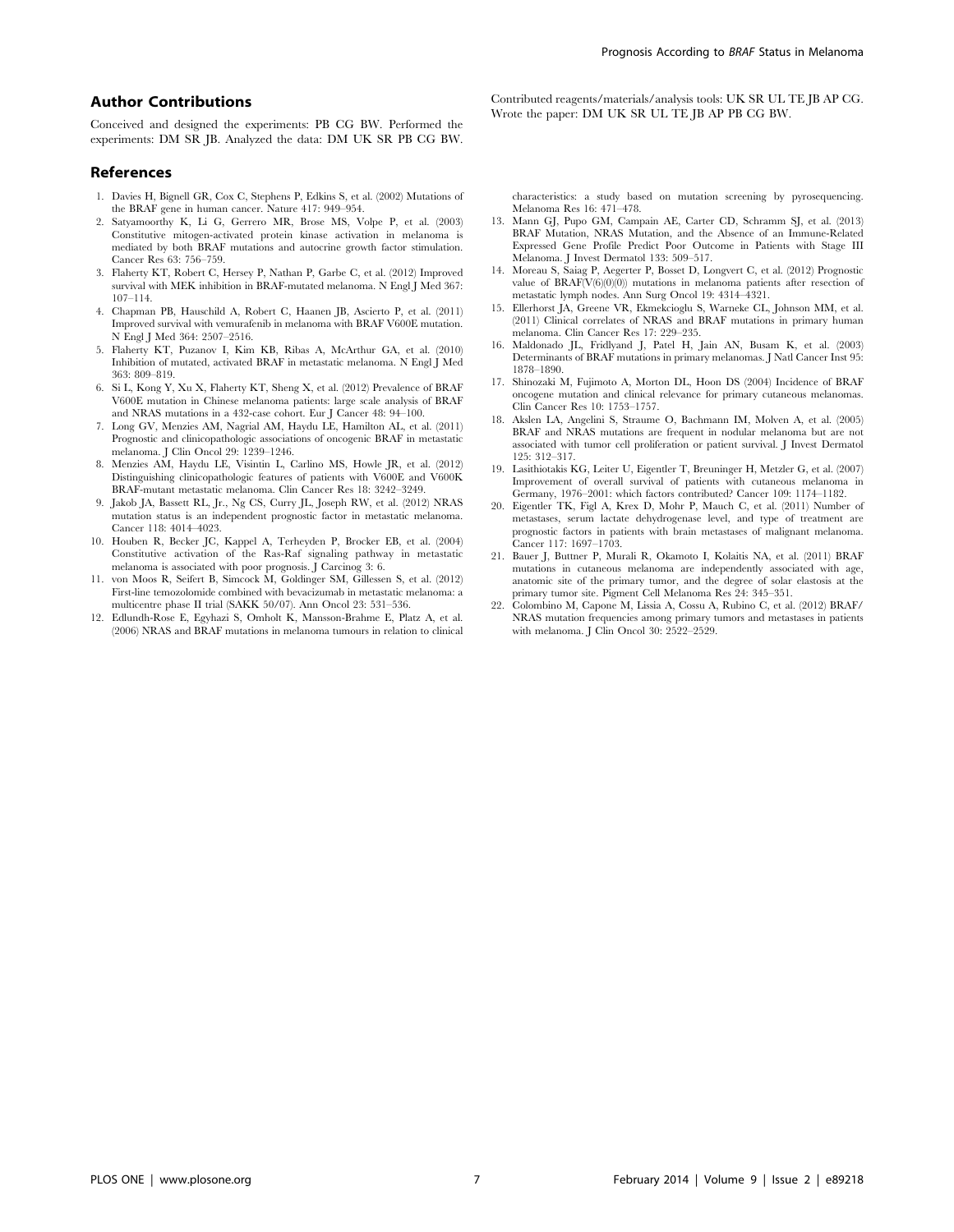## Author Contributions

Conceived and designed the experiments: PB CG BW. Performed the experiments: DM SR JB. Analyzed the data: DM UK SR PB CG BW. Contributed reagents/materials/analysis tools: UK SR UL TE JB AP CG. Wrote the paper: DM UK SR UL TE JB AP PB CG BW.

## References

1. Davies H, Bignell GR, Cox C, Stephens P, Edkins S, et al. (2002) Mutations of the BRAF gene in human cancer. Nature 417: 949–954.
2. Satyamoorthy K, Li G, Gerrero MR, Brose MS, Volpe P, et al. (2003) Constitutive mitogen-activated protein kinase activation in melanoma is mediated by both BRAF mutations and autocrine growth factor stimulation. Cancer Res 63: 756–759.
3. Flaherty KT, Robert C, Hersey P, Nathan P, Garbe C, et al. (2012) Improved survival with MEK inhibition in BRAF-mutated melanoma. N Engl J Med 367: 107–114.
4. Chapman PB, Hauschild A, Robert C, Haanen JB, Ascierto P, et al. (2011) Improved survival with vemurafenib in melanoma with BRAF V600E mutation. N Engl J Med 364: 2507–2516.
5. Flaherty KT, Puzanov I, Kim KB, Ribas A, McArthur GA, et al. (2010) Inhibition of mutated, activated BRAF in metastatic melanoma. N Engl J Med 363: 809–819.
6. Si L, Kong Y, Xu X, Flaherty KT, Sheng X, et al. (2012) Prevalence of BRAF V600E mutation in Chinese melanoma patients: large scale analysis of BRAF and NRAS mutations in a 432-case cohort. Eur J Cancer 48: 94–100.
7. Long GV, Menzies AM, Nagrial AM, Haydu LE, Hamilton AL, et al. (2011) Prognostic and clinicopathologic associations of oncogenic BRAF in metastatic melanoma. J Clin Oncol 29: 1239–1246.
8. Menzies AM, Haydu LE, Visintin L, Carlino MS, Howle JR, et al. (2012) Distinguishing clinicopathologic features of patients with V600E and V600K BRAF-mutant metastatic melanoma. Clin Cancer Res 18: 3242–3249.
9. Jakob JA, Bassett RL, Jr., Ng CS, Curry JL, Joseph RW, et al. (2012) NRAS mutation status is an independent prognostic factor in metastatic melanoma. Cancer 118: 4014–4023.
10. Houben R, Becker JC, Kappel A, Terheyden P, Brocker EB, et al. (2004) Constitutive activation of the Ras-Raf signaling pathway in metastatic melanoma is associated with poor prognosis. J Carcinog 3: 6.
11. von Moos R, Seifert B, Simcock M, Goldinger SM, Gillessen S, et al. (2012) First-line temozolomide combined with bevacizumab in metastatic melanoma: a multicentre phase II trial (SAKK 50/07). Ann Oncol 23: 531–536.
12. Edlundh-Rose E, Egyhazi S, Omholt K, Mansson-Brahme E, Platz A, et al. (2006) NRAS and BRAF mutations in melanoma tumours in relation to clinical characteristics: a study based on mutation screening by pyrosequencing. Melanoma Res 16: 471–478.
13. Mann GJ, Pupo GM, Campain AE, Carter CD, Schramm SJ, et al. (2013) BRAF Mutation, NRAS Mutation, and the Absence of an Immune-Related Expressed Gene Profile Predict Poor Outcome in Patients with Stage III Melanoma. J Invest Dermatol 133: 509–517.
14. Moreau S, Saiag P, Aegerter P, Bosset D, Longvert C, et al. (2012) Prognostic value of BRAF(V(6)(0)(0)) mutations in melanoma patients after resection of metastatic lymph nodes. Ann Surg Oncol 19: 4314–4321.
15. Ellerhorst JA, Greene VR, Ekmekcioglu S, Warneke CL, Johnson MM, et al. (2011) Clinical correlates of NRAS and BRAF mutations in primary human melanoma. Clin Cancer Res 17: 229–235.
16. Maldonado JL, Fridlyand J, Patel H, Jain AN, Busam K, et al. (2003) Determinants of BRAF mutations in primary melanomas. J Natl Cancer Inst 95: 1878–1890.
17. Shinozaki M, Fujimoto A, Morton DL, Hoon DS (2004) Incidence of BRAF oncogene mutation and clinical relevance for primary cutaneous melanomas. Clin Cancer Res 10: 1753–1757.
18. Akslen LA, Angelini S, Straume O, Bachmann IM, Molven A, et al. (2005) BRAF and NRAS mutations are frequent in nodular melanoma but are not associated with tumor cell proliferation or patient survival. J Invest Dermatol 125: 312–317.
19. Lasithiotakis KG, Leiter U, Eigentler T, Breuninger H, Metzler G, et al. (2007) Improvement of overall survival of patients with cutaneous melanoma in Germany, 1976–2001: which factors contributed? Cancer 109: 1174–1182.
20. Eigentler TK, Figl A, Krex D, Mohr P, Mauch C, et al. (2011) Number of metastases, serum lactate dehydrogenase level, and type of treatment are prognostic factors in patients with brain metastases of malignant melanoma. Cancer 117: 1697–1703.
21. Bauer J, Buttner P, Murali R, Okamoto I, Kolaitis NA, et al. (2011) BRAF mutations in cutaneous melanoma are independently associated with age, anatomic site of the primary tumor, and the degree of solar elastosis at the primary tumor site. Pigment Cell Melanoma Res 24: 345–351.
22. Colombino M, Capone M, Lissia A, Cossu A, Rubino C, et al. (2012) BRAF/NRAS mutation frequencies among primary tumors and metastases in patients with melanoma. J Clin Oncol 30: 2522–2529.